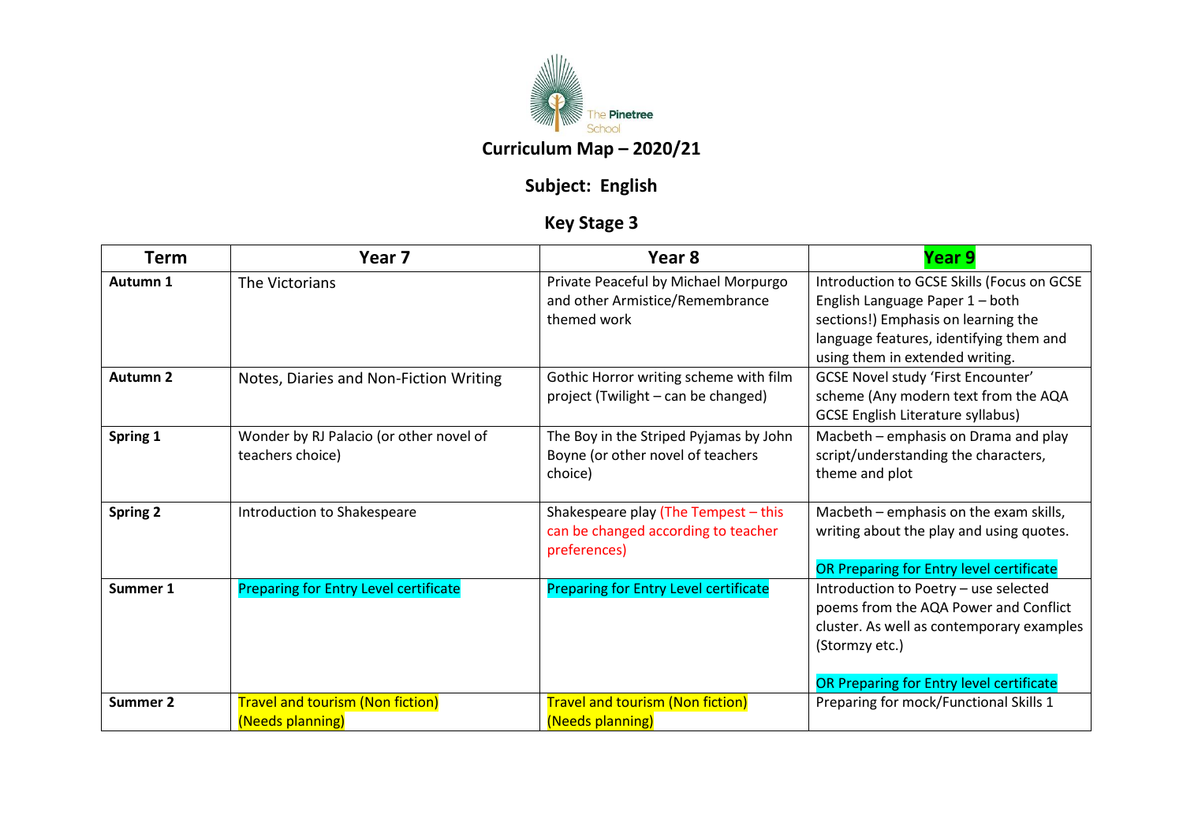The Pinetree School

# Curriculum Map – 2020/21

## Subject: English

## Key Stage 3

| Term | Year 7 | Year 8 | Year 9 |
|---|---|---|---|
| **Autumn 1** | The Victorians | Private Peaceful by Michael Morpurgo and other Armistice/Remembrance themed work | Introduction to GCSE Skills (Focus on GCSE English Language Paper 1 – both sections!) Emphasis on learning the language features, identifying them and using them in extended writing. |
| **Autumn 2** | Notes, Diaries and Non-Fiction Writing | Gothic Horror writing scheme with film project (Twilight – can be changed) | GCSE Novel study 'First Encounter' scheme (Any modern text from the AQA GCSE English Literature syllabus) |
| **Spring 1** | Wonder by RJ Palacio (or other novel of teachers choice) | The Boy in the Striped Pyjamas by John Boyne (or other novel of teachers choice) | Macbeth – emphasis on Drama and play script/understanding the characters, theme and plot |
| **Spring 2** | Introduction to Shakespeare | Shakespeare play (The Tempest – this can be changed according to teacher preferences) | Macbeth – emphasis on the exam skills, writing about the play and using quotes.<br><br>OR Preparing for Entry level certificate |
| **Summer 1** | Preparing for Entry Level certificate | Preparing for Entry Level certificate | Introduction to Poetry – use selected poems from the AQA Power and Conflict cluster. As well as contemporary examples (Stormzy etc.)<br><br>OR Preparing for Entry level certificate |
| **Summer 2** | Travel and tourism (Non fiction) (Needs planning) | Travel and tourism (Non fiction) (Needs planning) | Preparing for mock/Functional Skills 1 |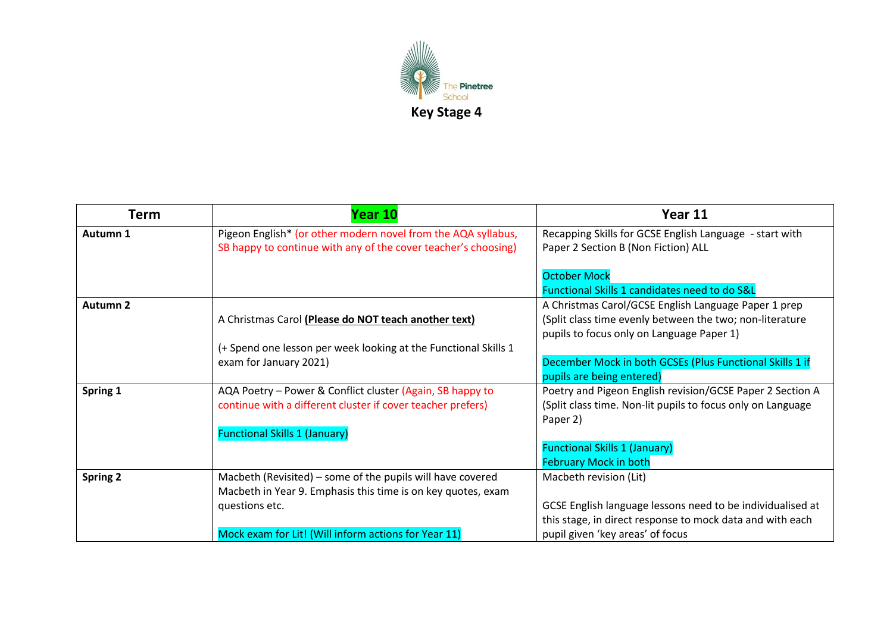The Pinetree School

# Key Stage 4

| Term | Year 10 | Year 11 |
| --- | --- | --- |
| **Autumn 1** | Pigeon English* (or other modern novel from the AQA syllabus, SB happy to continue with any of the cover teacher's choosing) | Recapping Skills for GCSE English Language - start with Paper 2 Section B (Non Fiction) ALL<br><br>October Mock<br>Functional Skills 1 candidates need to do S&L |
| **Autumn 2** | A Christmas Carol **(Please do NOT teach another text)**<br><br>(+ Spend one lesson per week looking at the Functional Skills 1 exam for January 2021) | A Christmas Carol/GCSE English Language Paper 1 prep (Split class time evenly between the two; non-literature pupils to focus only on Language Paper 1)<br><br>December Mock in both GCSEs (Plus Functional Skills 1 if pupils are being entered) |
| **Spring 1** | AQA Poetry – Power & Conflict cluster (Again, SB happy to continue with a different cluster if cover teacher prefers)<br><br>Functional Skills 1 (January) | Poetry and Pigeon English revision/GCSE Paper 2 Section A (Split class time. Non-lit pupils to focus only on Language Paper 2)<br><br>Functional Skills 1 (January)<br>February Mock in both |
| **Spring 2** | Macbeth (Revisited) – some of the pupils will have covered Macbeth in Year 9. Emphasis this time is on key quotes, exam questions etc.<br><br>Mock exam for Lit! (Will inform actions for Year 11) | Macbeth revision (Lit)<br><br>GCSE English language lessons need to be individualised at this stage, in direct response to mock data and with each pupil given 'key areas' of focus |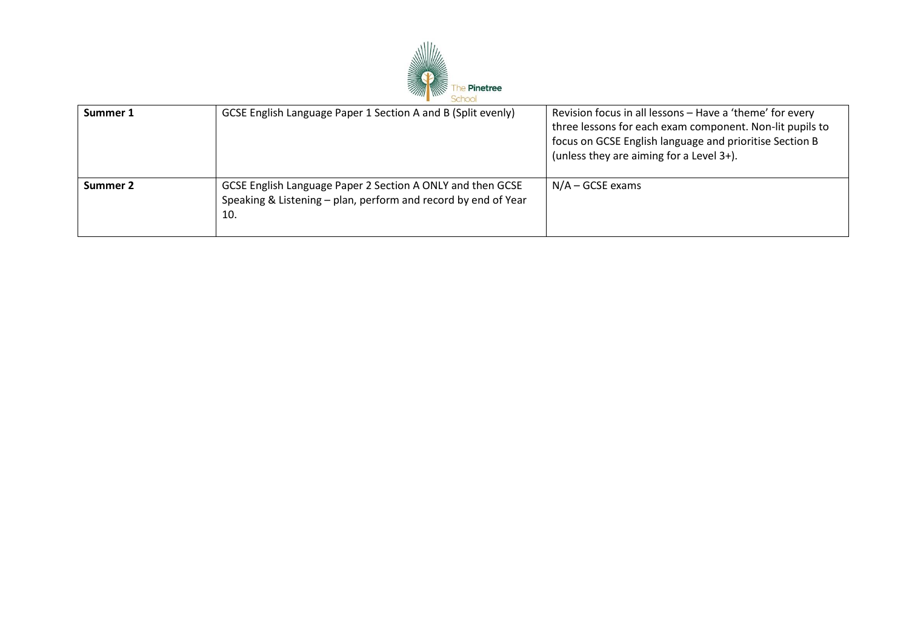| | | |
|---|---|---|
| **Summer 1** | GCSE English Language Paper 1 Section A and B (Split evenly) | Revision focus in all lessons – Have a 'theme' for every three lessons for each exam component. Non-lit pupils to focus on GCSE English language and prioritise Section B (unless they are aiming for a Level 3+). |
| **Summer 2** | GCSE English Language Paper 2 Section A ONLY and then GCSE Speaking & Listening – plan, perform and record by end of Year 10. | N/A – GCSE exams |